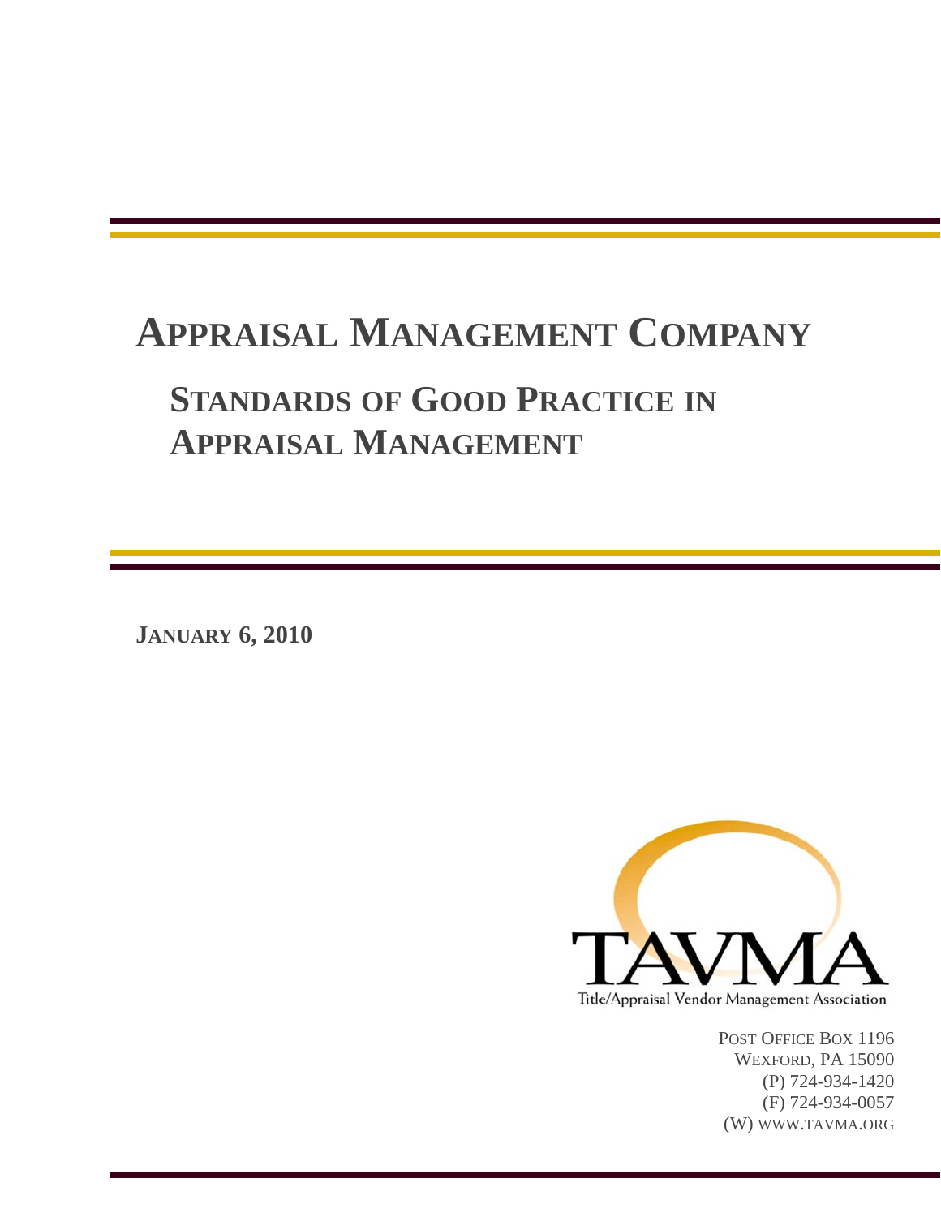# Appraisal Management Company

## Standards of Good Practice in Appraisal Management

**January 6, 2010**

TAVMA

Title/Appraisal Vendor Management Association

Post Office Box 1196
Wexford, PA 15090
(P) 724-934-1420
(F) 724-934-0057
(W) www.tavma.org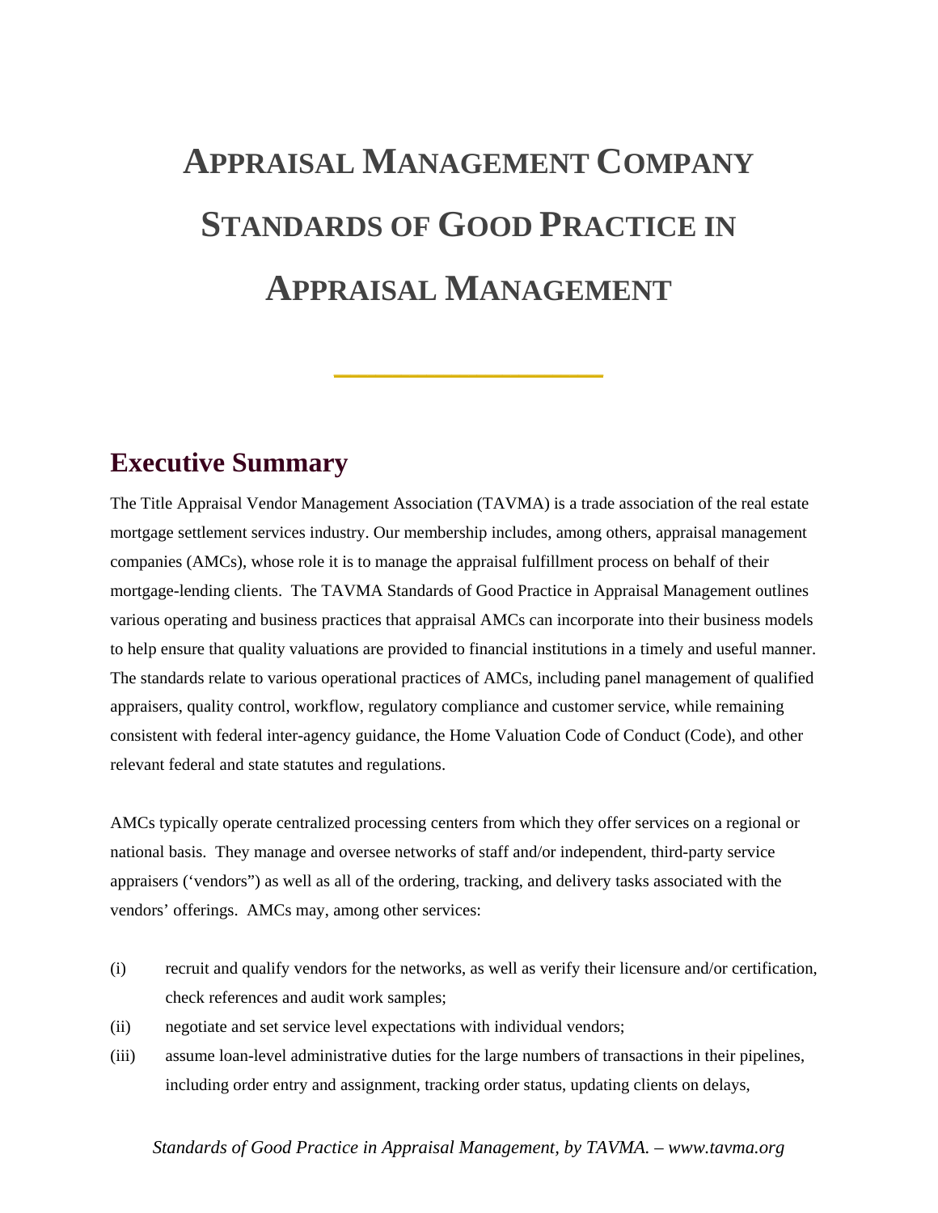# Appraisal Management Company Standards of Good Practice in Appraisal Management

## Executive Summary

The Title Appraisal Vendor Management Association (TAVMA) is a trade association of the real estate mortgage settlement services industry. Our membership includes, among others, appraisal management companies (AMCs), whose role it is to manage the appraisal fulfillment process on behalf of their mortgage-lending clients. The TAVMA Standards of Good Practice in Appraisal Management outlines various operating and business practices that appraisal AMCs can incorporate into their business models to help ensure that quality valuations are provided to financial institutions in a timely and useful manner. The standards relate to various operational practices of AMCs, including panel management of qualified appraisers, quality control, workflow, regulatory compliance and customer service, while remaining consistent with federal inter-agency guidance, the Home Valuation Code of Conduct (Code), and other relevant federal and state statutes and regulations.

AMCs typically operate centralized processing centers from which they offer services on a regional or national basis. They manage and oversee networks of staff and/or independent, third-party service appraisers ('vendors") as well as all of the ordering, tracking, and delivery tasks associated with the vendors' offerings. AMCs may, among other services:

(i) recruit and qualify vendors for the networks, as well as verify their licensure and/or certification, check references and audit work samples;

(ii) negotiate and set service level expectations with individual vendors;

(iii) assume loan-level administrative duties for the large numbers of transactions in their pipelines, including order entry and assignment, tracking order status, updating clients on delays,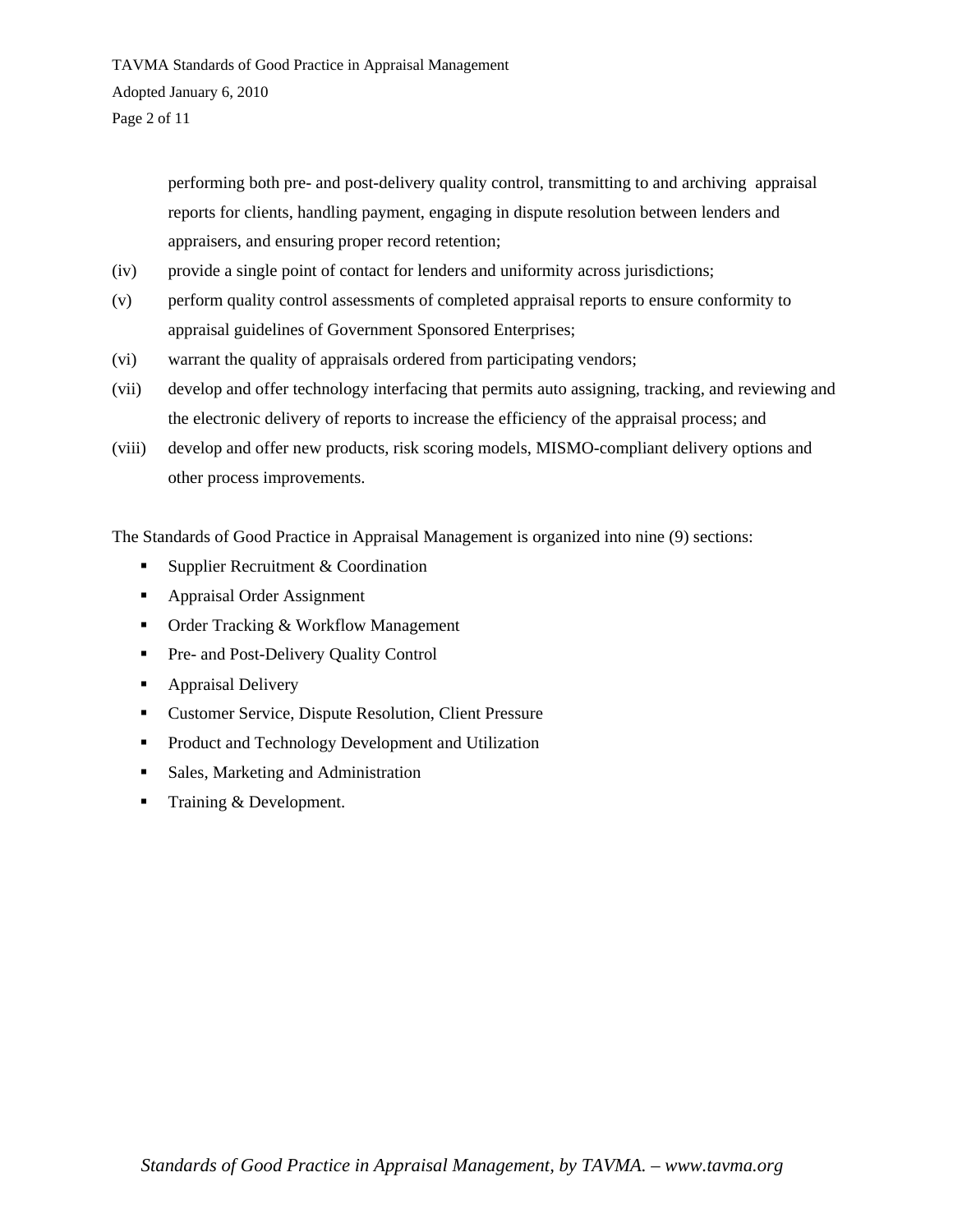performing both pre- and post-delivery quality control, transmitting to and archiving appraisal reports for clients, handling payment, engaging in dispute resolution between lenders and appraisers, and ensuring proper record retention;

(iv) provide a single point of contact for lenders and uniformity across jurisdictions;

(v) perform quality control assessments of completed appraisal reports to ensure conformity to appraisal guidelines of Government Sponsored Enterprises;

(vi) warrant the quality of appraisals ordered from participating vendors;

(vii) develop and offer technology interfacing that permits auto assigning, tracking, and reviewing and the electronic delivery of reports to increase the efficiency of the appraisal process; and

(viii) develop and offer new products, risk scoring models, MISMO-compliant delivery options and other process improvements.

The Standards of Good Practice in Appraisal Management is organized into nine (9) sections:

- Supplier Recruitment & Coordination
- Appraisal Order Assignment
- Order Tracking & Workflow Management
- Pre- and Post-Delivery Quality Control
- Appraisal Delivery
- Customer Service, Dispute Resolution, Client Pressure
- Product and Technology Development and Utilization
- Sales, Marketing and Administration
- Training & Development.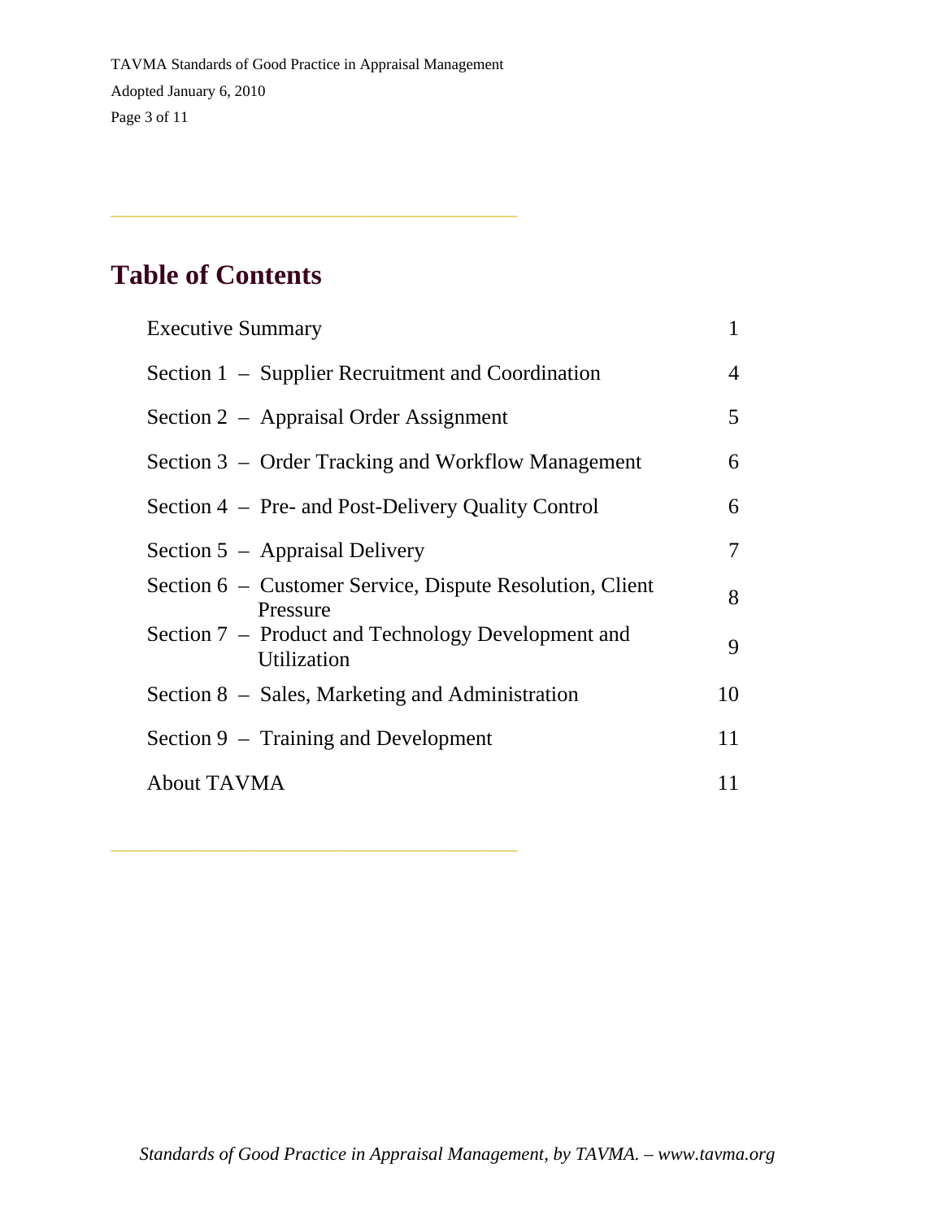## Table of Contents

| | |
|---|---|
| Executive Summary | 1 |
| Section 1 – Supplier Recruitment and Coordination | 4 |
| Section 2 – Appraisal Order Assignment | 5 |
| Section 3 – Order Tracking and Workflow Management | 6 |
| Section 4 – Pre- and Post-Delivery Quality Control | 6 |
| Section 5 – Appraisal Delivery | 7 |
| Section 6 – Customer Service, Dispute Resolution, Client Pressure | 8 |
| Section 7 – Product and Technology Development and Utilization | 9 |
| Section 8 – Sales, Marketing and Administration | 10 |
| Section 9 – Training and Development | 11 |
| About TAVMA | 11 |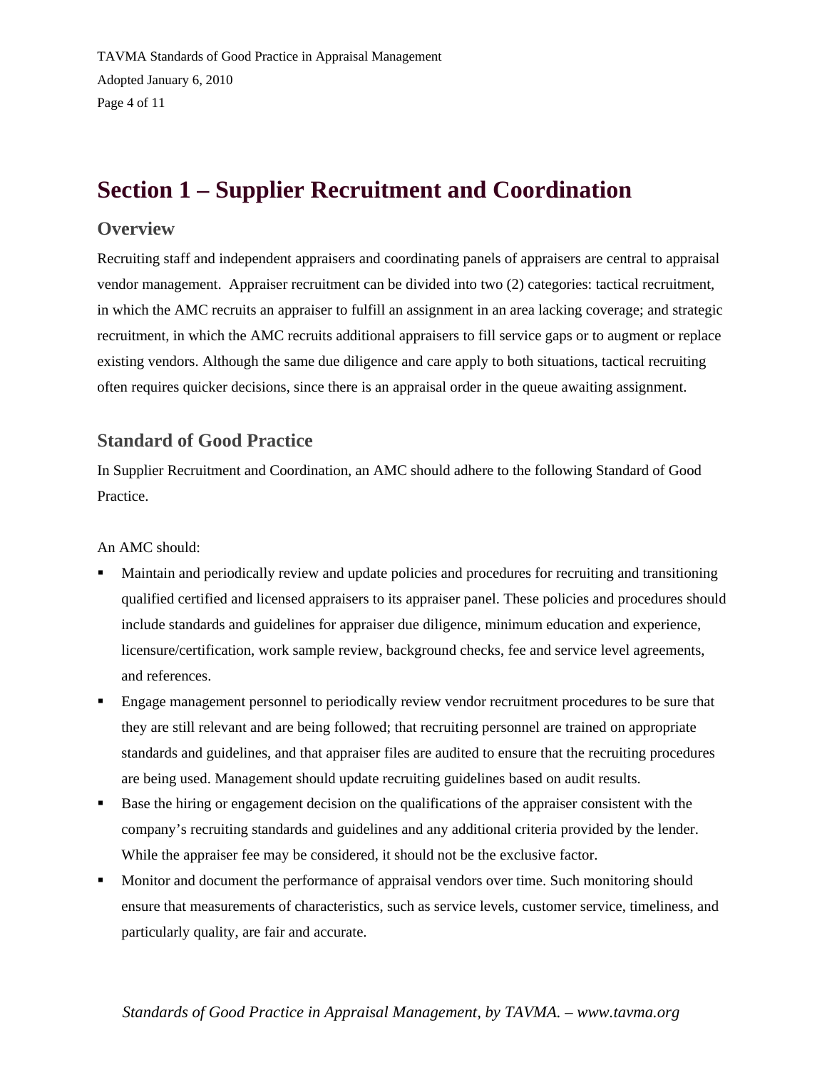# Section 1 – Supplier Recruitment and Coordination

## Overview

Recruiting staff and independent appraisers and coordinating panels of appraisers are central to appraisal vendor management. Appraiser recruitment can be divided into two (2) categories: tactical recruitment, in which the AMC recruits an appraiser to fulfill an assignment in an area lacking coverage; and strategic recruitment, in which the AMC recruits additional appraisers to fill service gaps or to augment or replace existing vendors. Although the same due diligence and care apply to both situations, tactical recruiting often requires quicker decisions, since there is an appraisal order in the queue awaiting assignment.

## Standard of Good Practice

In Supplier Recruitment and Coordination, an AMC should adhere to the following Standard of Good Practice.

An AMC should:

- Maintain and periodically review and update policies and procedures for recruiting and transitioning qualified certified and licensed appraisers to its appraiser panel. These policies and procedures should include standards and guidelines for appraiser due diligence, minimum education and experience, licensure/certification, work sample review, background checks, fee and service level agreements, and references.
- Engage management personnel to periodically review vendor recruitment procedures to be sure that they are still relevant and are being followed; that recruiting personnel are trained on appropriate standards and guidelines, and that appraiser files are audited to ensure that the recruiting procedures are being used. Management should update recruiting guidelines based on audit results.
- Base the hiring or engagement decision on the qualifications of the appraiser consistent with the company's recruiting standards and guidelines and any additional criteria provided by the lender. While the appraiser fee may be considered, it should not be the exclusive factor.
- Monitor and document the performance of appraisal vendors over time. Such monitoring should ensure that measurements of characteristics, such as service levels, customer service, timeliness, and particularly quality, are fair and accurate.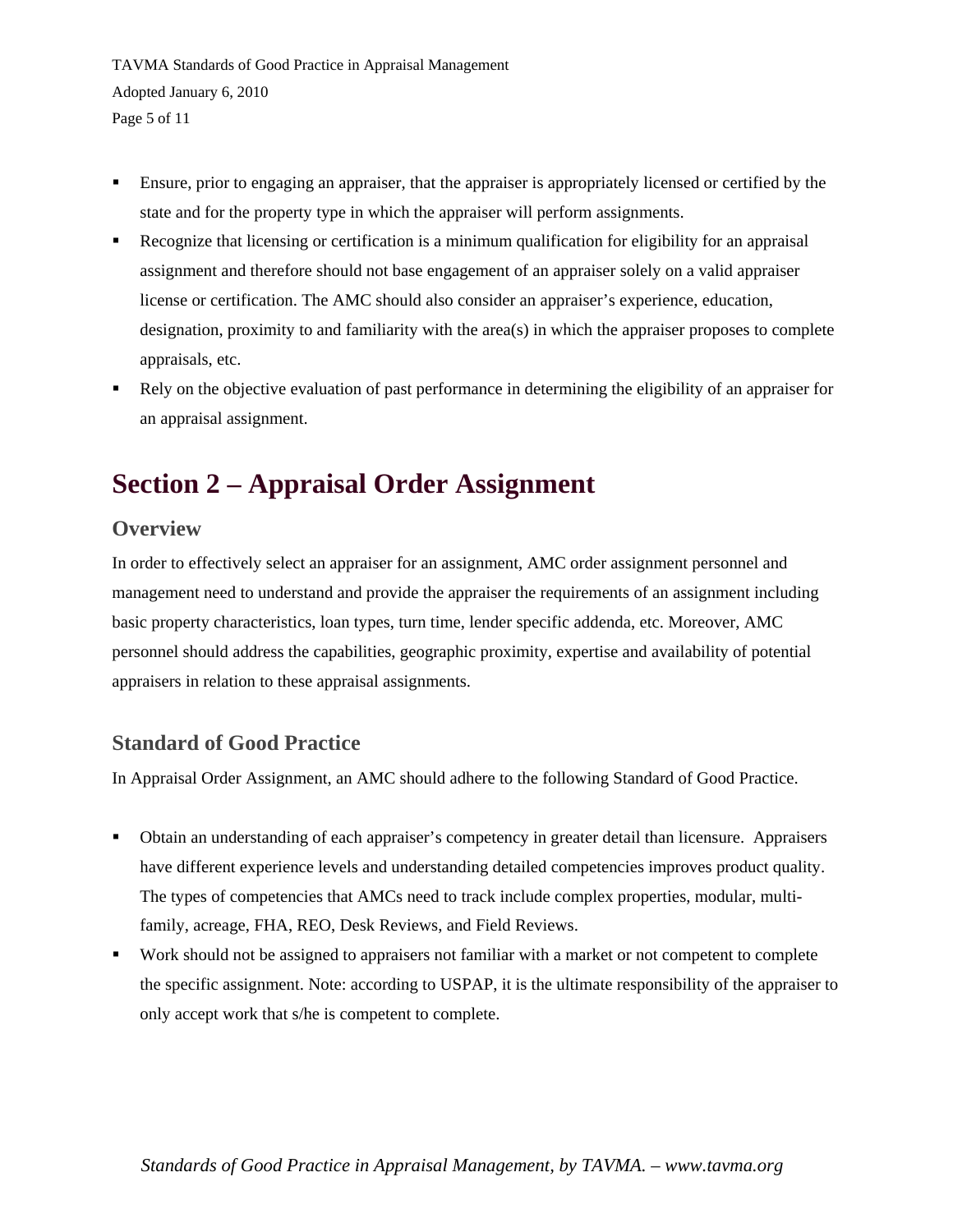- Ensure, prior to engaging an appraiser, that the appraiser is appropriately licensed or certified by the state and for the property type in which the appraiser will perform assignments.
- Recognize that licensing or certification is a minimum qualification for eligibility for an appraisal assignment and therefore should not base engagement of an appraiser solely on a valid appraiser license or certification. The AMC should also consider an appraiser's experience, education, designation, proximity to and familiarity with the area(s) in which the appraiser proposes to complete appraisals, etc.
- Rely on the objective evaluation of past performance in determining the eligibility of an appraiser for an appraisal assignment.

# Section 2 – Appraisal Order Assignment

## Overview

In order to effectively select an appraiser for an assignment, AMC order assignment personnel and management need to understand and provide the appraiser the requirements of an assignment including basic property characteristics, loan types, turn time, lender specific addenda, etc. Moreover, AMC personnel should address the capabilities, geographic proximity, expertise and availability of potential appraisers in relation to these appraisal assignments.

## Standard of Good Practice

In Appraisal Order Assignment, an AMC should adhere to the following Standard of Good Practice.

- Obtain an understanding of each appraiser's competency in greater detail than licensure. Appraisers have different experience levels and understanding detailed competencies improves product quality. The types of competencies that AMCs need to track include complex properties, modular, multi-family, acreage, FHA, REO, Desk Reviews, and Field Reviews.
- Work should not be assigned to appraisers not familiar with a market or not competent to complete the specific assignment. Note: according to USPAP, it is the ultimate responsibility of the appraiser to only accept work that s/he is competent to complete.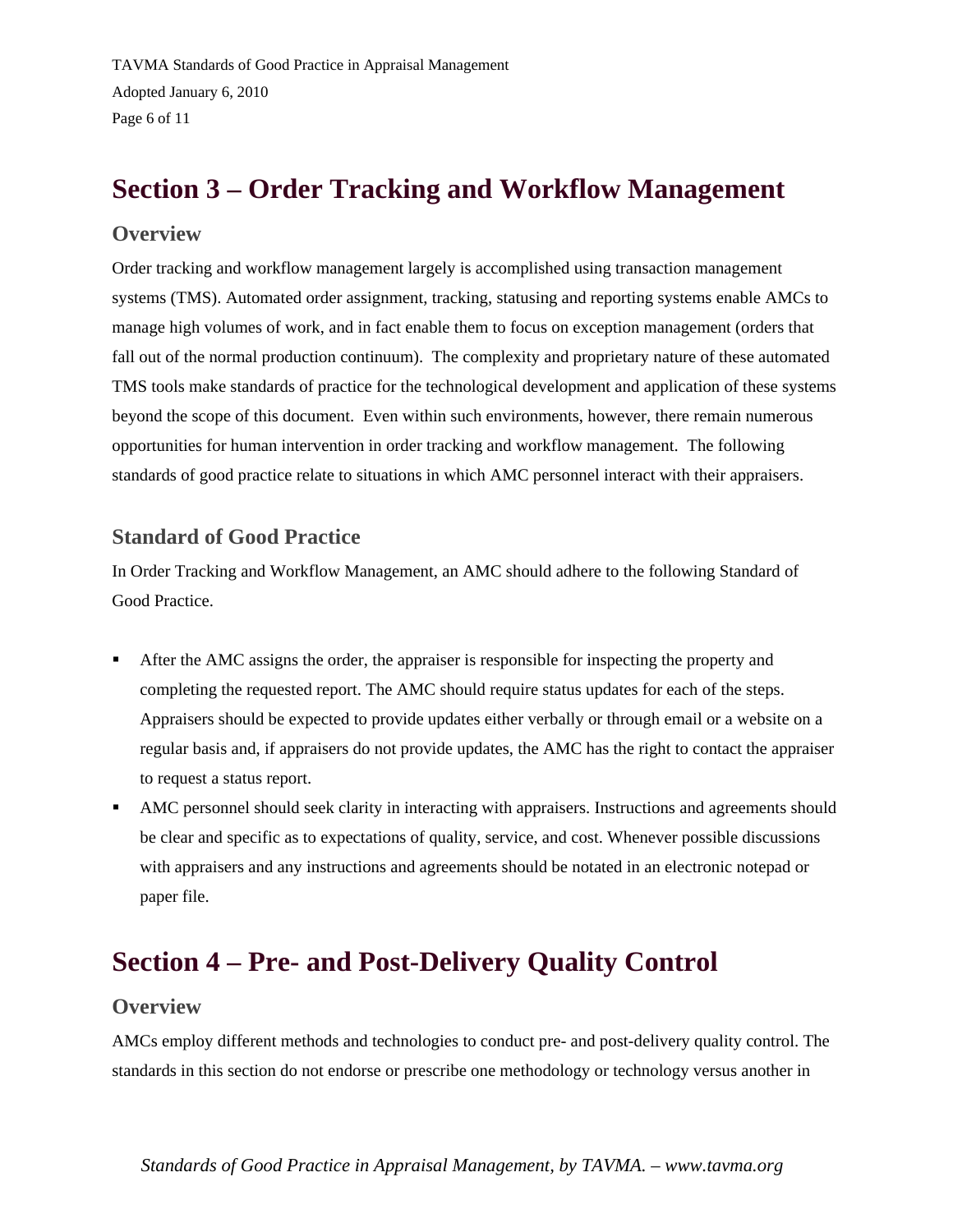## Section 3 – Order Tracking and Workflow Management

### Overview

Order tracking and workflow management largely is accomplished using transaction management systems (TMS). Automated order assignment, tracking, statusing and reporting systems enable AMCs to manage high volumes of work, and in fact enable them to focus on exception management (orders that fall out of the normal production continuum). The complexity and proprietary nature of these automated TMS tools make standards of practice for the technological development and application of these systems beyond the scope of this document. Even within such environments, however, there remain numerous opportunities for human intervention in order tracking and workflow management. The following standards of good practice relate to situations in which AMC personnel interact with their appraisers.

### Standard of Good Practice

In Order Tracking and Workflow Management, an AMC should adhere to the following Standard of Good Practice.

- After the AMC assigns the order, the appraiser is responsible for inspecting the property and completing the requested report. The AMC should require status updates for each of the steps. Appraisers should be expected to provide updates either verbally or through email or a website on a regular basis and, if appraisers do not provide updates, the AMC has the right to contact the appraiser to request a status report.
- AMC personnel should seek clarity in interacting with appraisers. Instructions and agreements should be clear and specific as to expectations of quality, service, and cost. Whenever possible discussions with appraisers and any instructions and agreements should be notated in an electronic notepad or paper file.

## Section 4 – Pre- and Post-Delivery Quality Control

### Overview

AMCs employ different methods and technologies to conduct pre- and post-delivery quality control. The standards in this section do not endorse or prescribe one methodology or technology versus another in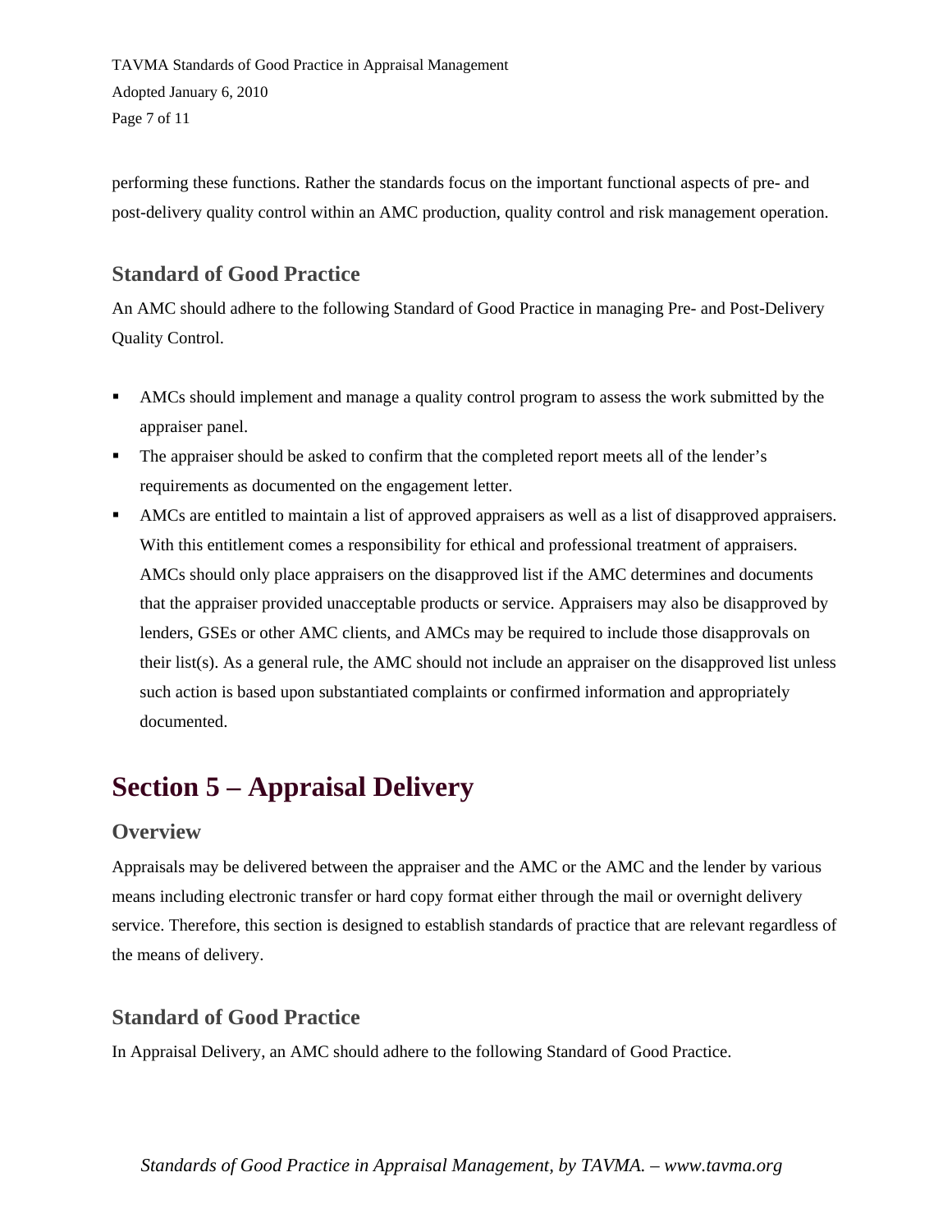performing these functions. Rather the standards focus on the important functional aspects of pre- and post-delivery quality control within an AMC production, quality control and risk management operation.

### Standard of Good Practice

An AMC should adhere to the following Standard of Good Practice in managing Pre- and Post-Delivery Quality Control.

- AMCs should implement and manage a quality control program to assess the work submitted by the appraiser panel.
- The appraiser should be asked to confirm that the completed report meets all of the lender's requirements as documented on the engagement letter.
- AMCs are entitled to maintain a list of approved appraisers as well as a list of disapproved appraisers. With this entitlement comes a responsibility for ethical and professional treatment of appraisers. AMCs should only place appraisers on the disapproved list if the AMC determines and documents that the appraiser provided unacceptable products or service. Appraisers may also be disapproved by lenders, GSEs or other AMC clients, and AMCs may be required to include those disapprovals on their list(s). As a general rule, the AMC should not include an appraiser on the disapproved list unless such action is based upon substantiated complaints or confirmed information and appropriately documented.

## Section 5 – Appraisal Delivery

### Overview

Appraisals may be delivered between the appraiser and the AMC or the AMC and the lender by various means including electronic transfer or hard copy format either through the mail or overnight delivery service. Therefore, this section is designed to establish standards of practice that are relevant regardless of the means of delivery.

### Standard of Good Practice

In Appraisal Delivery, an AMC should adhere to the following Standard of Good Practice.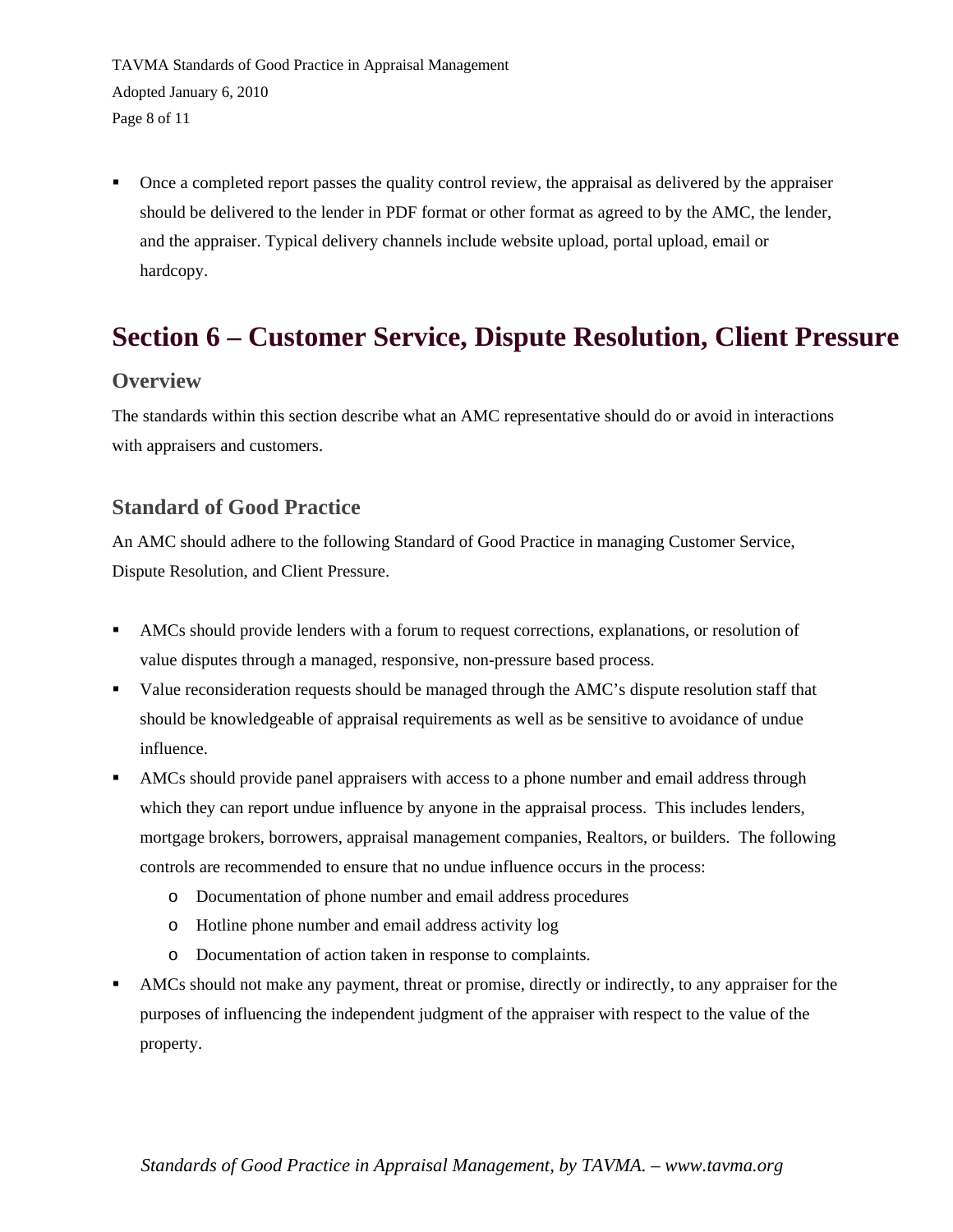- Once a completed report passes the quality control review, the appraisal as delivered by the appraiser should be delivered to the lender in PDF format or other format as agreed to by the AMC, the lender, and the appraiser. Typical delivery channels include website upload, portal upload, email or hardcopy.

# Section 6 – Customer Service, Dispute Resolution, Client Pressure

## Overview

The standards within this section describe what an AMC representative should do or avoid in interactions with appraisers and customers.

## Standard of Good Practice

An AMC should adhere to the following Standard of Good Practice in managing Customer Service, Dispute Resolution, and Client Pressure.

- AMCs should provide lenders with a forum to request corrections, explanations, or resolution of value disputes through a managed, responsive, non-pressure based process.
- Value reconsideration requests should be managed through the AMC's dispute resolution staff that should be knowledgeable of appraisal requirements as well as be sensitive to avoidance of undue influence.
- AMCs should provide panel appraisers with access to a phone number and email address through which they can report undue influence by anyone in the appraisal process. This includes lenders, mortgage brokers, borrowers, appraisal management companies, Realtors, or builders. The following controls are recommended to ensure that no undue influence occurs in the process:
  - Documentation of phone number and email address procedures
  - Hotline phone number and email address activity log
  - Documentation of action taken in response to complaints.
- AMCs should not make any payment, threat or promise, directly or indirectly, to any appraiser for the purposes of influencing the independent judgment of the appraiser with respect to the value of the property.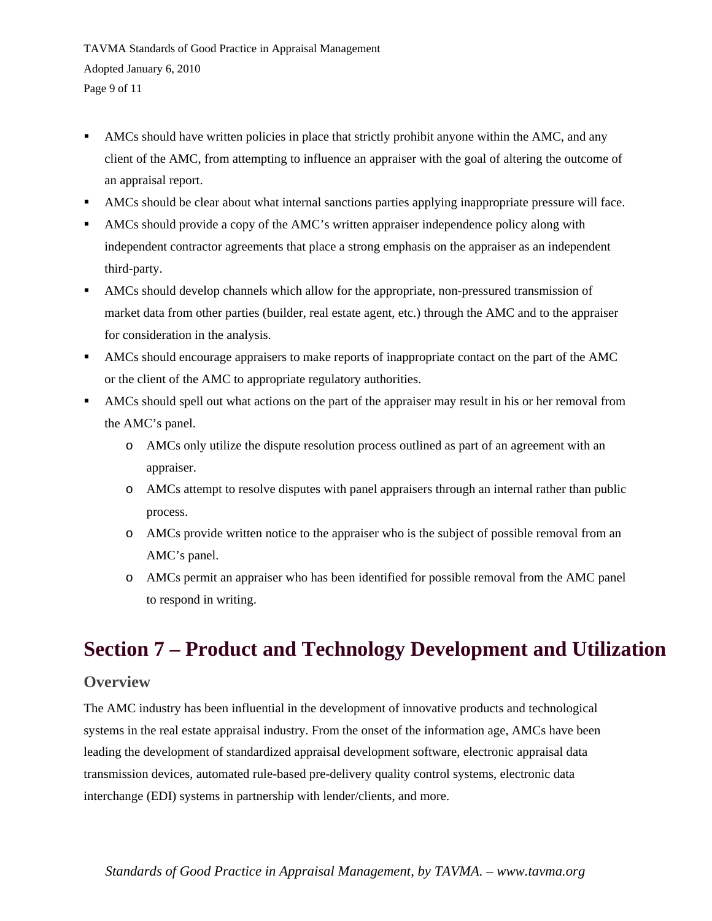- AMCs should have written policies in place that strictly prohibit anyone within the AMC, and any client of the AMC, from attempting to influence an appraiser with the goal of altering the outcome of an appraisal report.
- AMCs should be clear about what internal sanctions parties applying inappropriate pressure will face.
- AMCs should provide a copy of the AMC's written appraiser independence policy along with independent contractor agreements that place a strong emphasis on the appraiser as an independent third-party.
- AMCs should develop channels which allow for the appropriate, non-pressured transmission of market data from other parties (builder, real estate agent, etc.) through the AMC and to the appraiser for consideration in the analysis.
- AMCs should encourage appraisers to make reports of inappropriate contact on the part of the AMC or the client of the AMC to appropriate regulatory authorities.
- AMCs should spell out what actions on the part of the appraiser may result in his or her removal from the AMC's panel.
    - AMCs only utilize the dispute resolution process outlined as part of an agreement with an appraiser.
    - AMCs attempt to resolve disputes with panel appraisers through an internal rather than public process.
    - AMCs provide written notice to the appraiser who is the subject of possible removal from an AMC's panel.
    - AMCs permit an appraiser who has been identified for possible removal from the AMC panel to respond in writing.

# Section 7 – Product and Technology Development and Utilization

## Overview

The AMC industry has been influential in the development of innovative products and technological systems in the real estate appraisal industry. From the onset of the information age, AMCs have been leading the development of standardized appraisal development software, electronic appraisal data transmission devices, automated rule-based pre-delivery quality control systems, electronic data interchange (EDI) systems in partnership with lender/clients, and more.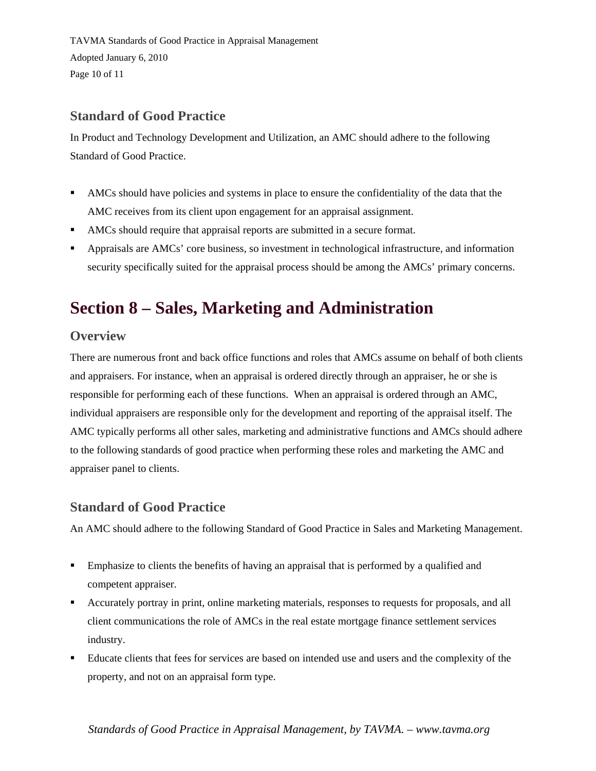### Standard of Good Practice

In Product and Technology Development and Utilization, an AMC should adhere to the following Standard of Good Practice.

- AMCs should have policies and systems in place to ensure the confidentiality of the data that the AMC receives from its client upon engagement for an appraisal assignment.
- AMCs should require that appraisal reports are submitted in a secure format.
- Appraisals are AMCs' core business, so investment in technological infrastructure, and information security specifically suited for the appraisal process should be among the AMCs' primary concerns.

## Section 8 – Sales, Marketing and Administration

### Overview

There are numerous front and back office functions and roles that AMCs assume on behalf of both clients and appraisers. For instance, when an appraisal is ordered directly through an appraiser, he or she is responsible for performing each of these functions. When an appraisal is ordered through an AMC, individual appraisers are responsible only for the development and reporting of the appraisal itself. The AMC typically performs all other sales, marketing and administrative functions and AMCs should adhere to the following standards of good practice when performing these roles and marketing the AMC and appraiser panel to clients.

### Standard of Good Practice

An AMC should adhere to the following Standard of Good Practice in Sales and Marketing Management.

- Emphasize to clients the benefits of having an appraisal that is performed by a qualified and competent appraiser.
- Accurately portray in print, online marketing materials, responses to requests for proposals, and all client communications the role of AMCs in the real estate mortgage finance settlement services industry.
- Educate clients that fees for services are based on intended use and users and the complexity of the property, and not on an appraisal form type.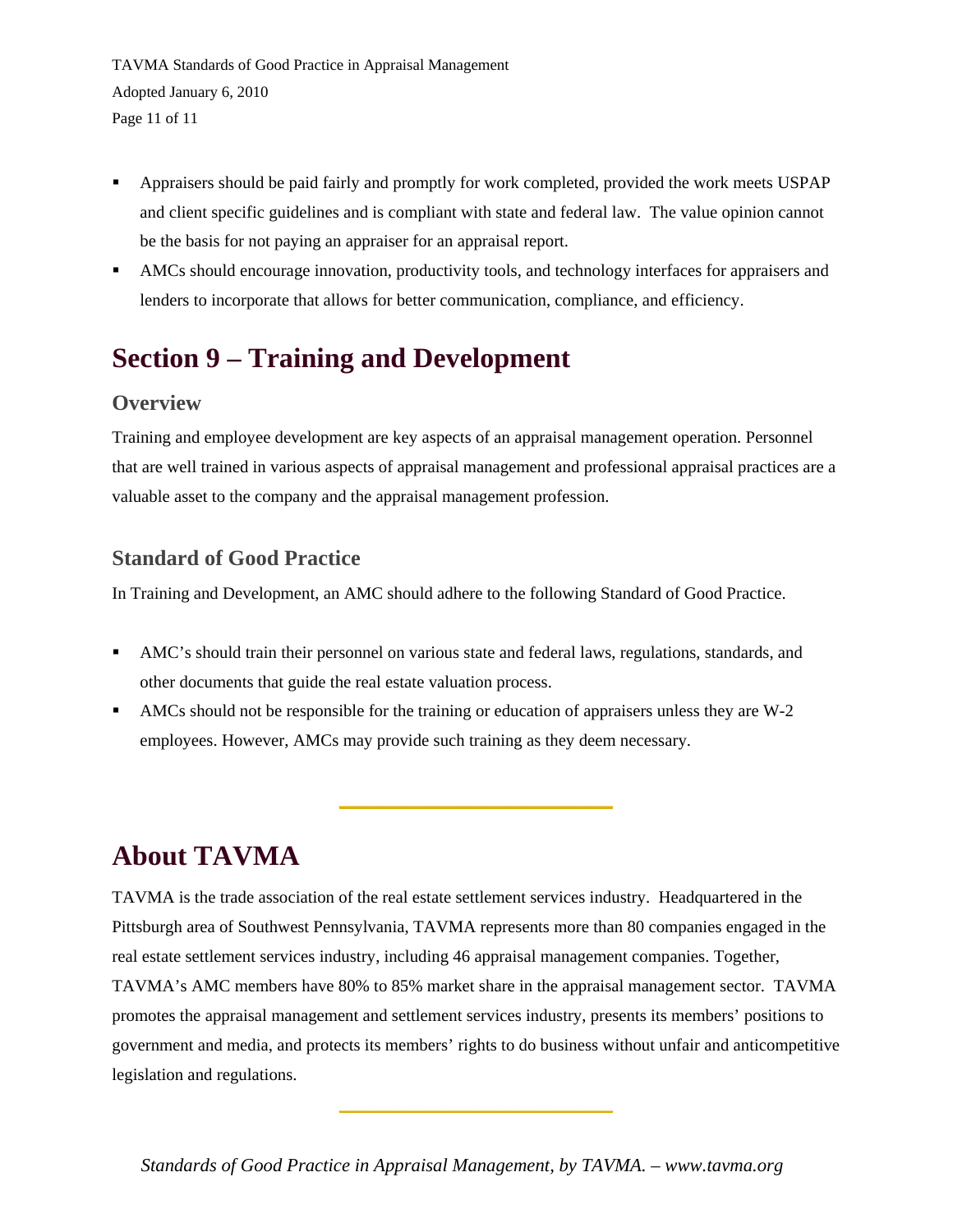- Appraisers should be paid fairly and promptly for work completed, provided the work meets USPAP and client specific guidelines and is compliant with state and federal law. The value opinion cannot be the basis for not paying an appraiser for an appraisal report.
- AMCs should encourage innovation, productivity tools, and technology interfaces for appraisers and lenders to incorporate that allows for better communication, compliance, and efficiency.

# Section 9 – Training and Development

### Overview

Training and employee development are key aspects of an appraisal management operation. Personnel that are well trained in various aspects of appraisal management and professional appraisal practices are a valuable asset to the company and the appraisal management profession.

### Standard of Good Practice

In Training and Development, an AMC should adhere to the following Standard of Good Practice.

- AMC's should train their personnel on various state and federal laws, regulations, standards, and other documents that guide the real estate valuation process.
- AMCs should not be responsible for the training or education of appraisers unless they are W-2 employees. However, AMCs may provide such training as they deem necessary.

---

# About TAVMA

TAVMA is the trade association of the real estate settlement services industry. Headquartered in the Pittsburgh area of Southwest Pennsylvania, TAVMA represents more than 80 companies engaged in the real estate settlement services industry, including 46 appraisal management companies. Together, TAVMA's AMC members have 80% to 85% market share in the appraisal management sector. TAVMA promotes the appraisal management and settlement services industry, presents its members' positions to government and media, and protects its members' rights to do business without unfair and anticompetitive legislation and regulations.

---